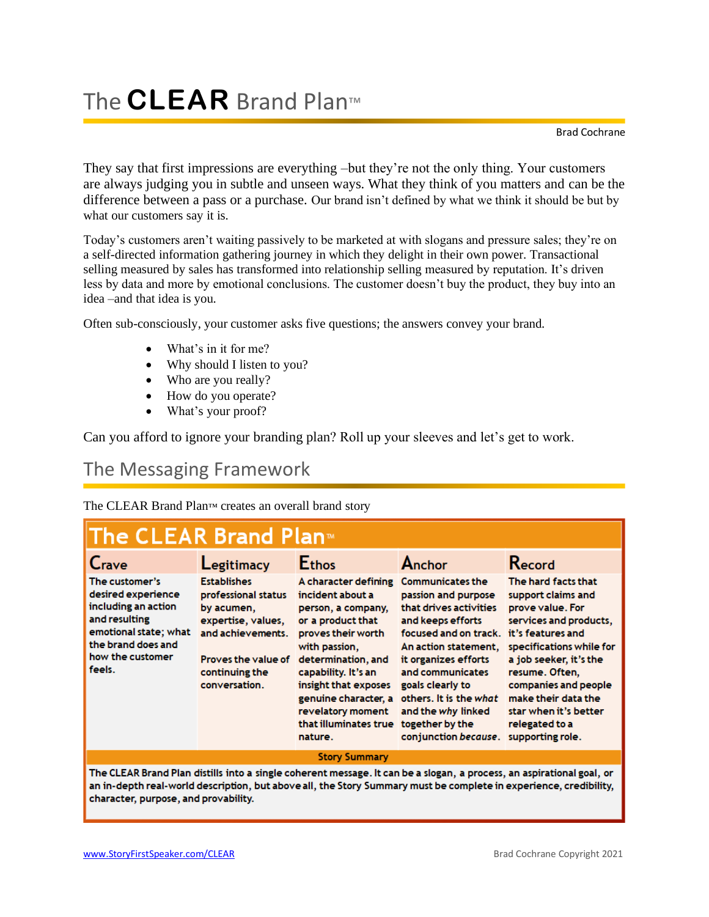# The CLEAR Brand Plan™

Brad Cochrane

They say that first impressions are everything –but they're not the only thing. Your customers are always judging you in subtle and unseen ways. What they think of you matters and can be the difference between a pass or a purchase. Our brand isn't defined by what we think it should be but by what our customers say it is.

Today's customers aren't waiting passively to be marketed at with slogans and pressure sales; they're on a self-directed information gathering journey in which they delight in their own power. Transactional selling measured by sales has transformed into relationship selling measured by reputation. It's driven less by data and more by emotional conclusions. The customer doesn't buy the product, they buy into an idea –and that idea is you.

Often sub-consciously, your customer asks five questions; the answers convey your brand.

- What's in it for me?
- Why should I listen to you?
- Who are you really?
- How do you operate?
- What's your proof?

Can you afford to ignore your branding plan? Roll up your sleeves and let's get to work.

## The Messaging Framework

The CLEAR Brand Plan™ creates an overall brand story

**The CLEAR Brand Plan™**

| Crave | Legitimacy | Ethos | Anchor | Record |
|---|---|---|---|---|
| The customer's desired experience including an action and resulting emotional state; what the brand does and how the customer feels. | Establishes professional status by acumen, expertise, values, and achievements. Proves the value of continuing the conversation. | A character defining incident about a person, a company, or a product that proves their worth with passion, determination, and capability. It's an insight that exposes genuine character, a revelatory moment that illuminates true nature. | Communicates the passion and purpose that drives activities and keeps efforts focused and on track. An action statement, it organizes efforts and communicates goals clearly to others. It is the *what* and the *why* linked together by the conjunction *because*. | The hard facts that support claims and prove value. For services and products, it's features and specifications while for a job seeker, it's the resume. Often, companies and people make their data the star when it's better relegated to a supporting role. |

**Story Summary**

The CLEAR Brand Plan distills into a single coherent message. It can be a slogan, a process, an aspirational goal, or an in-depth real-world description, but above all, the Story Summary must be complete in experience, credibility, character, purpose, and provability.

www.StoryFirstSpeaker.com/CLEAR

Brad Cochrane Copyright 2021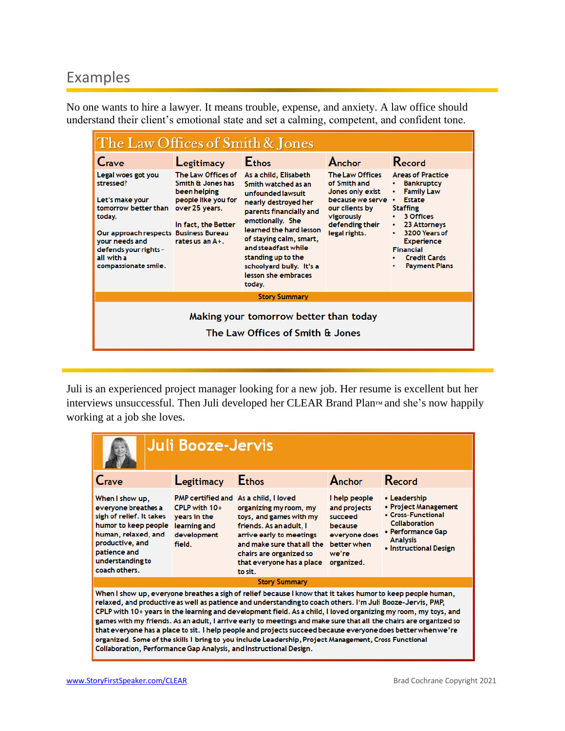## Examples

No one wants to hire a lawyer. It means trouble, expense, and anxiety. A law office should understand their client's emotional state and set a calming, competent, and confident tone.

| The Law Offices of Smith & Jones | | | | |
|---|---|---|---|---|
| Crave | Legitimacy | Ethos | Anchor | Record |
| Legal woes got you stressed?<br><br>Let's make your tomorrow better than today.<br><br>Our approach respects your needs and defends your rights - all with a compassionate smile. | The Law Offices of Smith & Jones has been helping people like you for over 25 years.<br><br>In fact, the Better Business Bureau rates us an A+. | As a child, Elisabeth Smith watched as an unfounded lawsuit nearly destroyed her parents financially and emotionally. She learned the hard lesson of staying calm, smart, and steadfast while standing up to the schoolyard bully. It's a lesson she embraces today. | The Law Offices of Smith and Jones only exist because we serve our clients by vigorously defending their legal rights. | Areas of Practice<br>• Bankruptcy<br>• Family Law<br>• Estate<br>Staffing<br>• 3 Offices<br>• 23 Attorneys<br>• 3200 Years of Experience<br>Financial<br>• Credit Cards<br>• Payment Plans |
| Story Summary | | | | |
| Making your tomorrow better than today<br>The Law Offices of Smith & Jones | | | | |

Juli is an experienced project manager looking for a new job. Her resume is excellent but her interviews unsuccessful. Then Juli developed her CLEAR Brand Plan™ and she's now happily working at a job she loves.

| Juli Booze-Jervis | | | | |
|---|---|---|---|---|
| Crave | Legitimacy | Ethos | Anchor | Record |
| When I show up, everyone breathes a sigh of relief. It takes humor to keep people human, relaxed, and productive, and patience and understanding to coach others. | PMP certified and CPLP with 10+ years in the learning and development field. | As a child, I loved organizing my room, my toys, and games with my friends. As an adult, I arrive early to meetings and make sure that all the chairs are organized so that everyone has a place to sit. | I help people and projects succeed because everyone does better when we're organized. | • Leadership<br>• Project Management<br>• Cross-Functional Collaboration<br>• Performance Gap Analysis<br>• Instructional Design |
| Story Summary | | | | |
| When I show up, everyone breathes a sigh of relief because I know that it takes humor to keep people human, relaxed, and productive as well as patience and understanding to coach others. I'm Juli Booze-Jervis, PMP, CPLP with 10+ years in the learning and development field. As a child, I loved organizing my room, my toys, and games with my friends. As an adult, I arrive early to meetings and make sure that all the chairs are organized so that everyone has a place to sit. I help people and projects succeed because everyone does better when we're organized. Some of the skills I bring to you include Leadership, Project Management, Cross Functional Collaboration, Performance Gap Analysis, and Instructional Design. | | | | |

www.StoryFirstSpeaker.com/CLEAR

Brad Cochrane Copyright 2021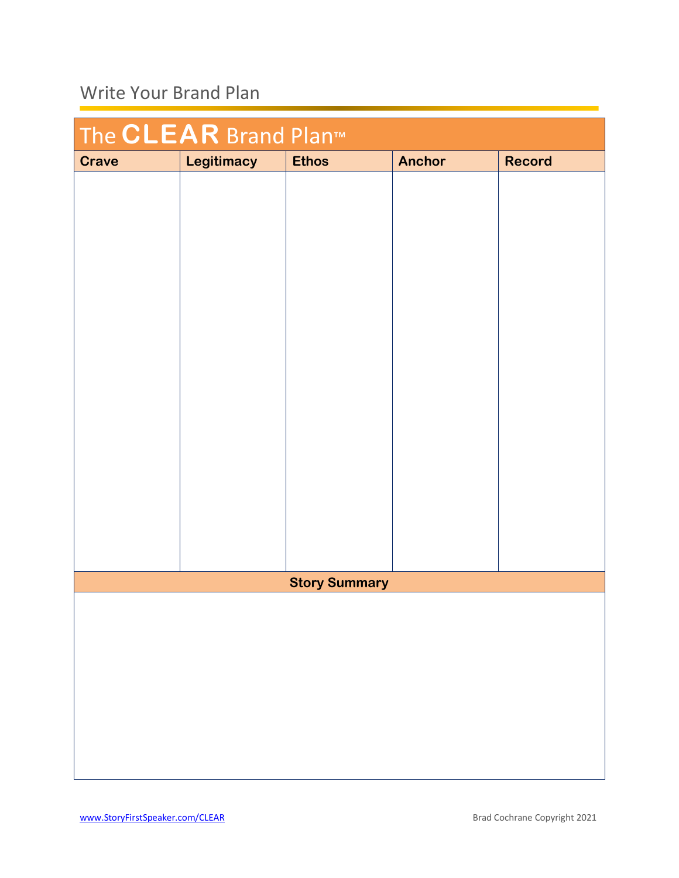# Write Your Brand Plan

## The CLEAR Brand Plan™

| Crave | Legitimacy | Ethos | Anchor | Record |
|---|---|---|---|---|
| | | | | |

| Story Summary |
|---|
| |

www.StoryFirstSpeaker.com/CLEAR

Brad Cochrane Copyright 2021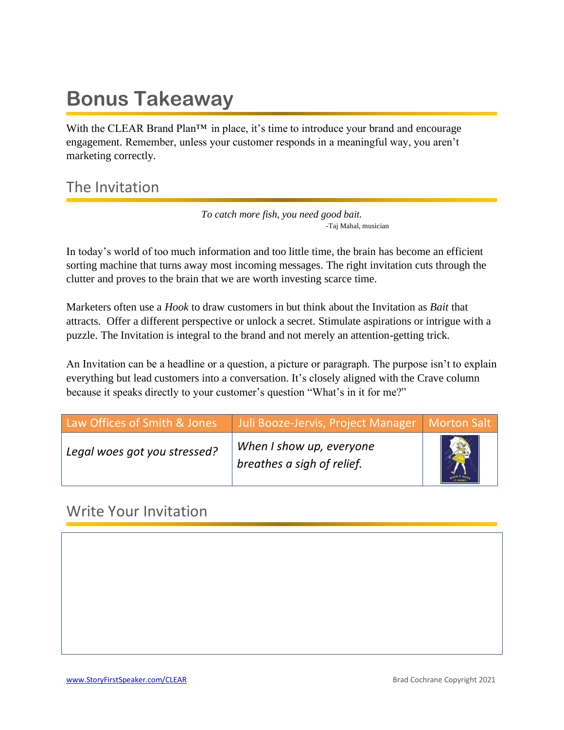# Bonus Takeaway

With the CLEAR Brand Plan™ in place, it's time to introduce your brand and encourage engagement. Remember, unless your customer responds in a meaningful way, you aren't marketing correctly.

## The Invitation

*To catch more fish, you need good bait.*
-Taj Mahal, musician

In today's world of too much information and too little time, the brain has become an efficient sorting machine that turns away most incoming messages. The right invitation cuts through the clutter and proves to the brain that we are worth investing scarce time.

Marketers often use a *Hook* to draw customers in but think about the Invitation as *Bait* that attracts. Offer a different perspective or unlock a secret. Stimulate aspirations or intrigue with a puzzle. The Invitation is integral to the brand and not merely an attention-getting trick.

An Invitation can be a headline or a question, a picture or paragraph. The purpose isn't to explain everything but lead customers into a conversation. It's closely aligned with the Crave column because it speaks directly to your customer's question "What's in it for me?"

| Law Offices of Smith & Jones | Juli Booze-Jervis, Project Manager | Morton Salt |
| --- | --- | --- |
| *Legal woes got you stressed?* | *When I show up, everyone breathes a sigh of relief.* | |

## Write Your Invitation

| |
| --- |
| |

www.StoryFirstSpeaker.com/CLEAR

Brad Cochrane Copyright 2021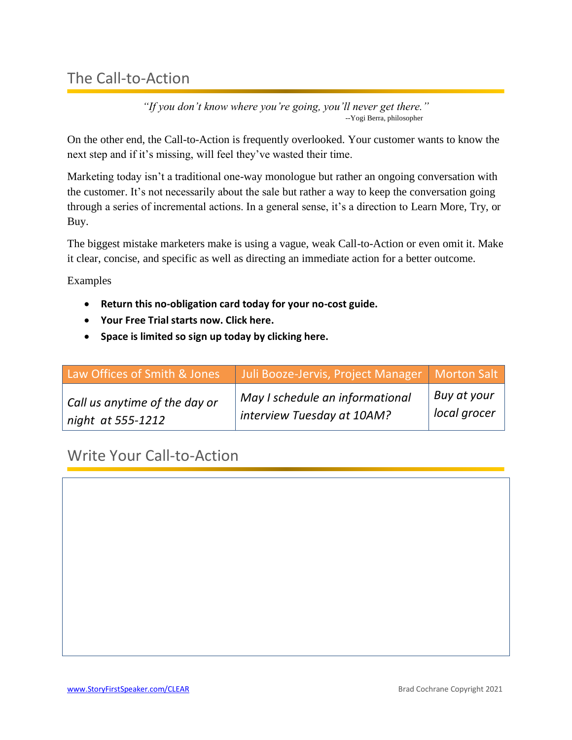## The Call-to-Action

*"If you don't know where you're going, you'll never get there."*
--Yogi Berra, philosopher

On the other end, the Call-to-Action is frequently overlooked. Your customer wants to know the next step and if it's missing, will feel they've wasted their time.

Marketing today isn't a traditional one-way monologue but rather an ongoing conversation with the customer. It's not necessarily about the sale but rather a way to keep the conversation going through a series of incremental actions. In a general sense, it's a direction to Learn More, Try, or Buy.

The biggest mistake marketers make is using a vague, weak Call-to-Action or even omit it. Make it clear, concise, and specific as well as directing an immediate action for a better outcome.

Examples

- **Return this no-obligation card today for your no-cost guide.**
- **Your Free Trial starts now. Click here.**
- **Space is limited so sign up today by clicking here.**

| Law Offices of Smith & Jones | Juli Booze-Jervis, Project Manager | Morton Salt |
|---|---|---|
| *Call us anytime of the day or night at 555-1212* | *May I schedule an informational interview Tuesday at 10AM?* | *Buy at your local grocer* |

## Write Your Call-to-Action

www.StoryFirstSpeaker.com/CLEAR

Brad Cochrane Copyright 2021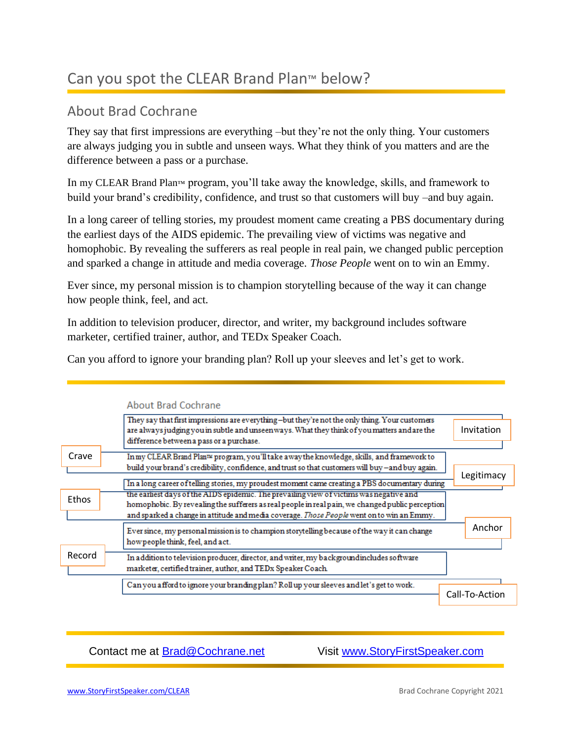## Can you spot the CLEAR Brand Plan™ below?

### About Brad Cochrane

They say that first impressions are everything –but they're not the only thing. Your customers are always judging you in subtle and unseen ways. What they think of you matters and are the difference between a pass or a purchase.

In my CLEAR Brand Plan™ program, you'll take away the knowledge, skills, and framework to build your brand's credibility, confidence, and trust so that customers will buy –and buy again.

In a long career of telling stories, my proudest moment came creating a PBS documentary during the earliest days of the AIDS epidemic. The prevailing view of victims was negative and homophobic. By revealing the sufferers as real people in real pain, we changed public perception and sparked a change in attitude and media coverage. *Those People* went on to win an Emmy.

Ever since, my personal mission is to champion storytelling because of the way it can change how people think, feel, and act.

In addition to television producer, director, and writer, my background includes software marketer, certified trainer, author, and TEDx Speaker Coach.

Can you afford to ignore your branding plan? Roll up your sleeves and let's get to work.

---

### About Brad Cochrane

They say that first impressions are everything –but they're not the only thing. Your customers are always judging you in subtle and unseen ways. What they think of you matters and are the difference between a pass or a purchase. — **Invitation**

**Crave** — In my CLEAR Brand Plan™ program, you'll take away the knowledge, skills, and framework to build your brand's credibility, confidence, and trust so that customers will buy –and buy again.

In a long career of telling stories, my proudest moment came creating a PBS documentary during — **Legitimacy**

**Ethos** — the earliest days of the AIDS epidemic. The prevailing view of victims was negative and homophobic. By revealing the sufferers as real people in real pain, we changed public perception and sparked a change in attitude and media coverage. *Those People* went on to win an Emmy.

Ever since, my personal mission is to champion storytelling because of the way it can change how people think, feel, and act. — **Anchor**

**Record** — In addition to television producer, director, and writer, my background includes software marketer, certified trainer, author, and TEDx Speaker Coach.

Can you afford to ignore your branding plan? Roll up your sleeves and let's get to work. — **Call-To-Action**

---

Contact me at [Brad@Cochrane.net](mailto:Brad@Cochrane.net) Visit [www.StoryFirstSpeaker.com](http://www.StoryFirstSpeaker.com)